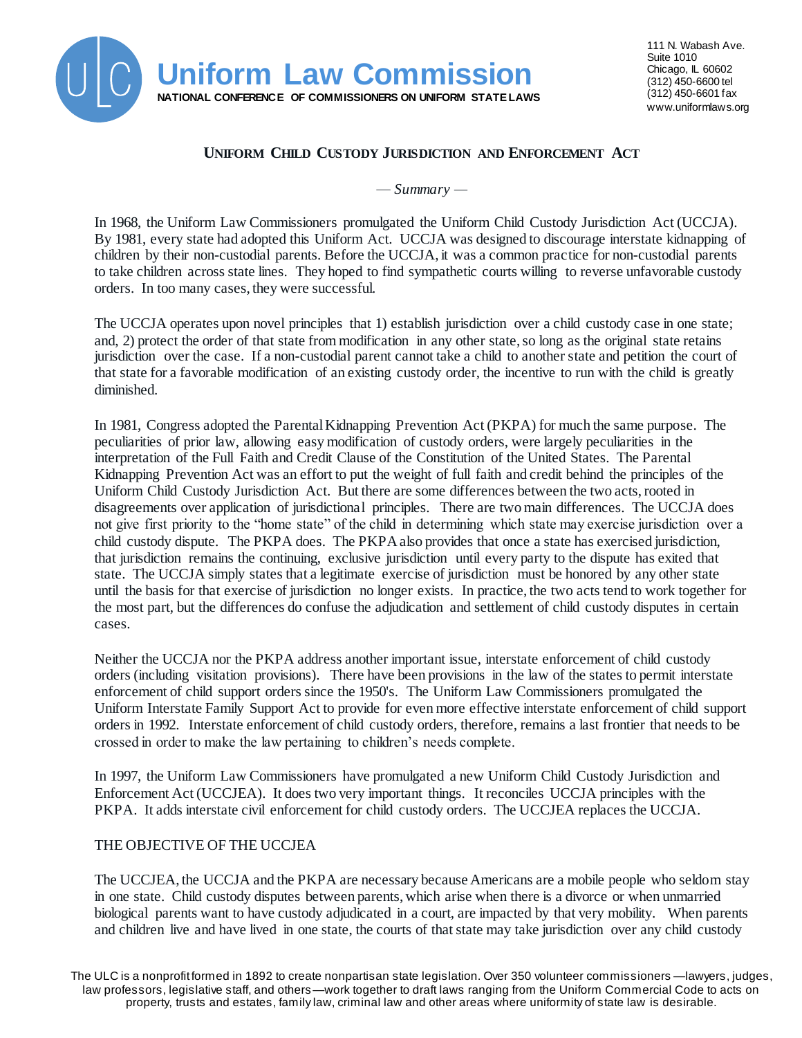# Uniform Law Commission

NATIONAL CONFERENCE OF COMMISSIONERS ON UNIFORM STATE LAWS

111 N. Wabash Ave.
Suite 1010
Chicago, IL 60602
(312) 450-6600 tel
(312) 450-6601 fax
www.uniformlaws.org

## UNIFORM CHILD CUSTODY JURISDICTION AND ENFORCEMENT ACT

*— Summary —*

In 1968, the Uniform Law Commissioners promulgated the Uniform Child Custody Jurisdiction Act (UCCJA). By 1981, every state had adopted this Uniform Act. UCCJA was designed to discourage interstate kidnapping of children by their non-custodial parents. Before the UCCJA, it was a common practice for non-custodial parents to take children across state lines. They hoped to find sympathetic courts willing to reverse unfavorable custody orders. In too many cases, they were successful.

The UCCJA operates upon novel principles that 1) establish jurisdiction over a child custody case in one state; and, 2) protect the order of that state from modification in any other state, so long as the original state retains jurisdiction over the case. If a non-custodial parent cannot take a child to another state and petition the court of that state for a favorable modification of an existing custody order, the incentive to run with the child is greatly diminished.

In 1981, Congress adopted the Parental Kidnapping Prevention Act (PKPA) for much the same purpose. The peculiarities of prior law, allowing easy modification of custody orders, were largely peculiarities in the interpretation of the Full Faith and Credit Clause of the Constitution of the United States. The Parental Kidnapping Prevention Act was an effort to put the weight of full faith and credit behind the principles of the Uniform Child Custody Jurisdiction Act. But there are some differences between the two acts, rooted in disagreements over application of jurisdictional principles. There are two main differences. The UCCJA does not give first priority to the "home state" of the child in determining which state may exercise jurisdiction over a child custody dispute. The PKPA does. The PKPA also provides that once a state has exercised jurisdiction, that jurisdiction remains the continuing, exclusive jurisdiction until every party to the dispute has exited that state. The UCCJA simply states that a legitimate exercise of jurisdiction must be honored by any other state until the basis for that exercise of jurisdiction no longer exists. In practice, the two acts tend to work together for the most part, but the differences do confuse the adjudication and settlement of child custody disputes in certain cases.

Neither the UCCJA nor the PKPA address another important issue, interstate enforcement of child custody orders (including visitation provisions). There have been provisions in the law of the states to permit interstate enforcement of child support orders since the 1950's. The Uniform Law Commissioners promulgated the Uniform Interstate Family Support Act to provide for even more effective interstate enforcement of child support orders in 1992. Interstate enforcement of child custody orders, therefore, remains a last frontier that needs to be crossed in order to make the law pertaining to children's needs complete.

In 1997, the Uniform Law Commissioners have promulgated a new Uniform Child Custody Jurisdiction and Enforcement Act (UCCJEA). It does two very important things. It reconciles UCCJA principles with the PKPA. It adds interstate civil enforcement for child custody orders. The UCCJEA replaces the UCCJA.

### THE OBJECTIVE OF THE UCCJEA

The UCCJEA, the UCCJA and the PKPA are necessary because Americans are a mobile people who seldom stay in one state. Child custody disputes between parents, which arise when there is a divorce or when unmarried biological parents want to have custody adjudicated in a court, are impacted by that very mobility. When parents and children live and have lived in one state, the courts of that state may take jurisdiction over any child custody

The ULC is a nonprofit formed in 1892 to create nonpartisan state legislation. Over 350 volunteer commissioners—lawyers, judges, law professors, legislative staff, and others—work together to draft laws ranging from the Uniform Commercial Code to acts on property, trusts and estates, family law, criminal law and other areas where uniformity of state law is desirable.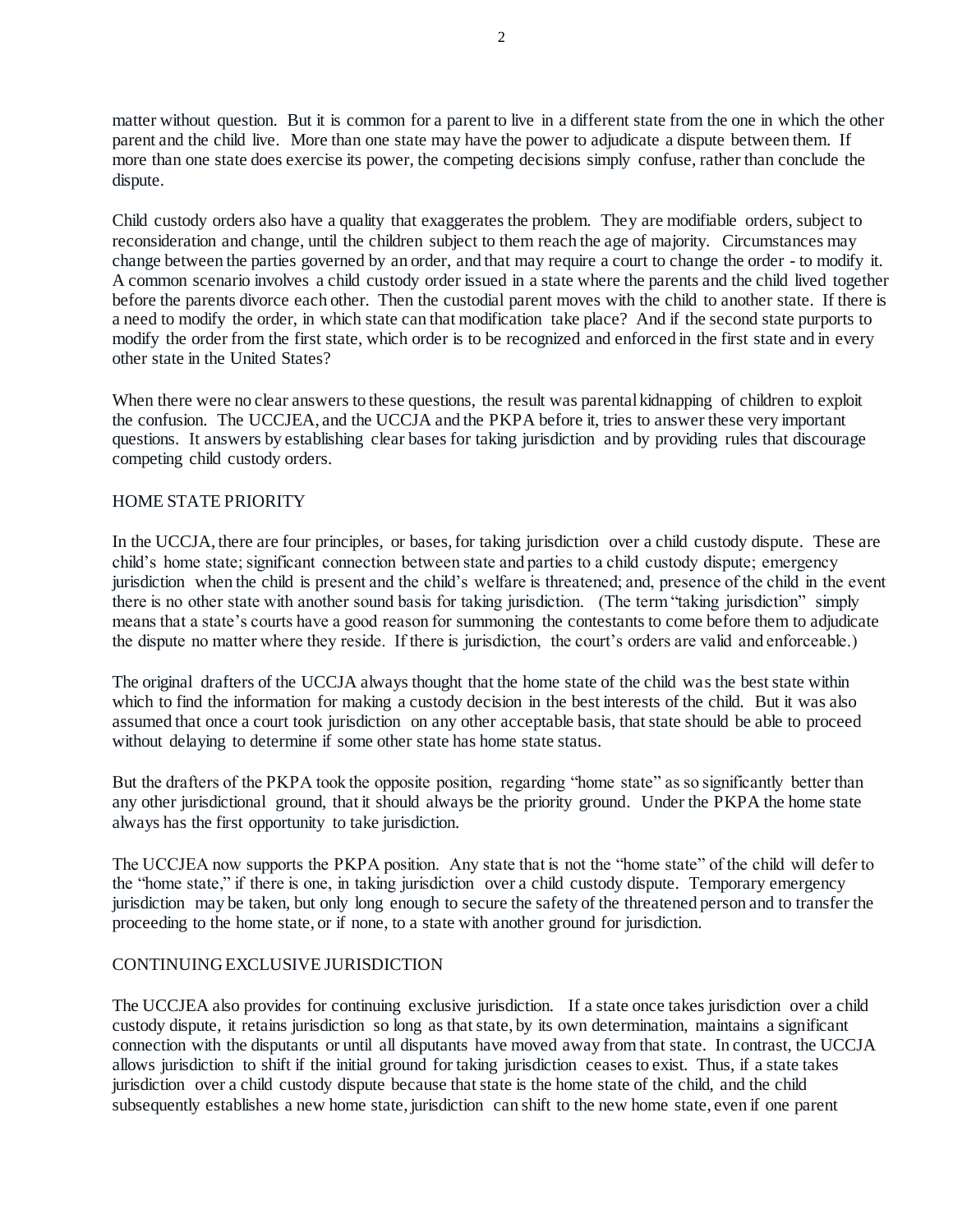matter without question. But it is common for a parent to live in a different state from the one in which the other parent and the child live. More than one state may have the power to adjudicate a dispute between them. If more than one state does exercise its power, the competing decisions simply confuse, rather than conclude the dispute.

Child custody orders also have a quality that exaggerates the problem. They are modifiable orders, subject to reconsideration and change, until the children subject to them reach the age of majority. Circumstances may change between the parties governed by an order, and that may require a court to change the order - to modify it. A common scenario involves a child custody order issued in a state where the parents and the child lived together before the parents divorce each other. Then the custodial parent moves with the child to another state. If there is a need to modify the order, in which state can that modification take place? And if the second state purports to modify the order from the first state, which order is to be recognized and enforced in the first state and in every other state in the United States?

When there were no clear answers to these questions, the result was parental kidnapping of children to exploit the confusion. The UCCJEA, and the UCCJA and the PKPA before it, tries to answer these very important questions. It answers by establishing clear bases for taking jurisdiction and by providing rules that discourage competing child custody orders.

## HOME STATE PRIORITY

In the UCCJA, there are four principles, or bases, for taking jurisdiction over a child custody dispute. These are child's home state; significant connection between state and parties to a child custody dispute; emergency jurisdiction when the child is present and the child's welfare is threatened; and, presence of the child in the event there is no other state with another sound basis for taking jurisdiction. (The term "taking jurisdiction" simply means that a state's courts have a good reason for summoning the contestants to come before them to adjudicate the dispute no matter where they reside. If there is jurisdiction, the court's orders are valid and enforceable.)

The original drafters of the UCCJA always thought that the home state of the child was the best state within which to find the information for making a custody decision in the best interests of the child. But it was also assumed that once a court took jurisdiction on any other acceptable basis, that state should be able to proceed without delaying to determine if some other state has home state status.

But the drafters of the PKPA took the opposite position, regarding "home state" as so significantly better than any other jurisdictional ground, that it should always be the priority ground. Under the PKPA the home state always has the first opportunity to take jurisdiction.

The UCCJEA now supports the PKPA position. Any state that is not the "home state" of the child will defer to the "home state," if there is one, in taking jurisdiction over a child custody dispute. Temporary emergency jurisdiction may be taken, but only long enough to secure the safety of the threatened person and to transfer the proceeding to the home state, or if none, to a state with another ground for jurisdiction.

## CONTINUING EXCLUSIVE JURISDICTION

The UCCJEA also provides for continuing exclusive jurisdiction. If a state once takes jurisdiction over a child custody dispute, it retains jurisdiction so long as that state, by its own determination, maintains a significant connection with the disputants or until all disputants have moved away from that state. In contrast, the UCCJA allows jurisdiction to shift if the initial ground for taking jurisdiction ceases to exist. Thus, if a state takes jurisdiction over a child custody dispute because that state is the home state of the child, and the child subsequently establishes a new home state, jurisdiction can shift to the new home state, even if one parent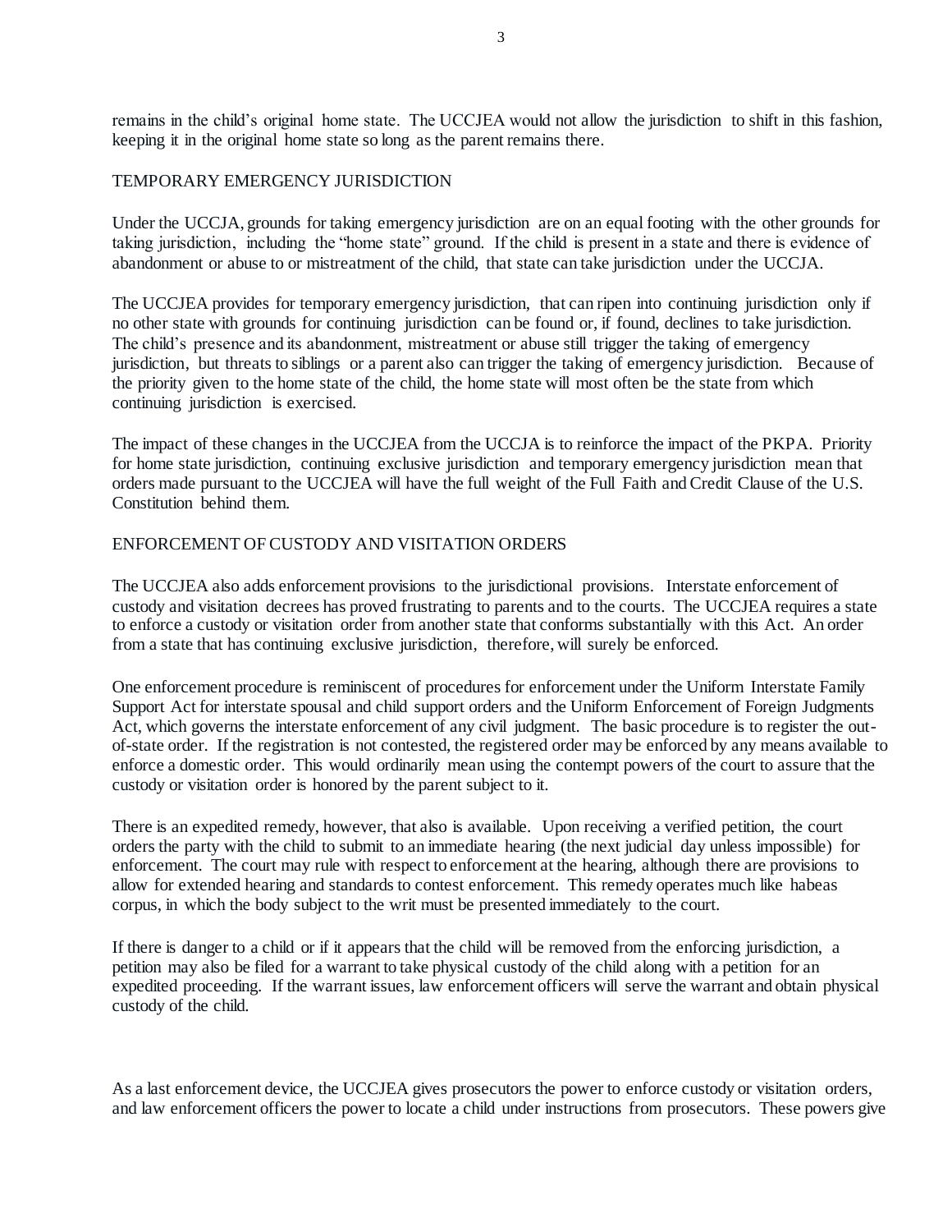remains in the child's original home state. The UCCJEA would not allow the jurisdiction to shift in this fashion, keeping it in the original home state so long as the parent remains there.

## TEMPORARY EMERGENCY JURISDICTION

Under the UCCJA, grounds for taking emergency jurisdiction are on an equal footing with the other grounds for taking jurisdiction, including the "home state" ground. If the child is present in a state and there is evidence of abandonment or abuse to or mistreatment of the child, that state can take jurisdiction under the UCCJA.

The UCCJEA provides for temporary emergency jurisdiction, that can ripen into continuing jurisdiction only if no other state with grounds for continuing jurisdiction can be found or, if found, declines to take jurisdiction. The child's presence and its abandonment, mistreatment or abuse still trigger the taking of emergency jurisdiction, but threats to siblings or a parent also can trigger the taking of emergency jurisdiction. Because of the priority given to the home state of the child, the home state will most often be the state from which continuing jurisdiction is exercised.

The impact of these changes in the UCCJEA from the UCCJA is to reinforce the impact of the PKPA. Priority for home state jurisdiction, continuing exclusive jurisdiction and temporary emergency jurisdiction mean that orders made pursuant to the UCCJEA will have the full weight of the Full Faith and Credit Clause of the U.S. Constitution behind them.

## ENFORCEMENT OF CUSTODY AND VISITATION ORDERS

The UCCJEA also adds enforcement provisions to the jurisdictional provisions. Interstate enforcement of custody and visitation decrees has proved frustrating to parents and to the courts. The UCCJEA requires a state to enforce a custody or visitation order from another state that conforms substantially with this Act. An order from a state that has continuing exclusive jurisdiction, therefore, will surely be enforced.

One enforcement procedure is reminiscent of procedures for enforcement under the Uniform Interstate Family Support Act for interstate spousal and child support orders and the Uniform Enforcement of Foreign Judgments Act, which governs the interstate enforcement of any civil judgment. The basic procedure is to register the out-of-state order. If the registration is not contested, the registered order may be enforced by any means available to enforce a domestic order. This would ordinarily mean using the contempt powers of the court to assure that the custody or visitation order is honored by the parent subject to it.

There is an expedited remedy, however, that also is available. Upon receiving a verified petition, the court orders the party with the child to submit to an immediate hearing (the next judicial day unless impossible) for enforcement. The court may rule with respect to enforcement at the hearing, although there are provisions to allow for extended hearing and standards to contest enforcement. This remedy operates much like habeas corpus, in which the body subject to the writ must be presented immediately to the court.

If there is danger to a child or if it appears that the child will be removed from the enforcing jurisdiction, a petition may also be filed for a warrant to take physical custody of the child along with a petition for an expedited proceeding. If the warrant issues, law enforcement officers will serve the warrant and obtain physical custody of the child.

As a last enforcement device, the UCCJEA gives prosecutors the power to enforce custody or visitation orders, and law enforcement officers the power to locate a child under instructions from prosecutors. These powers give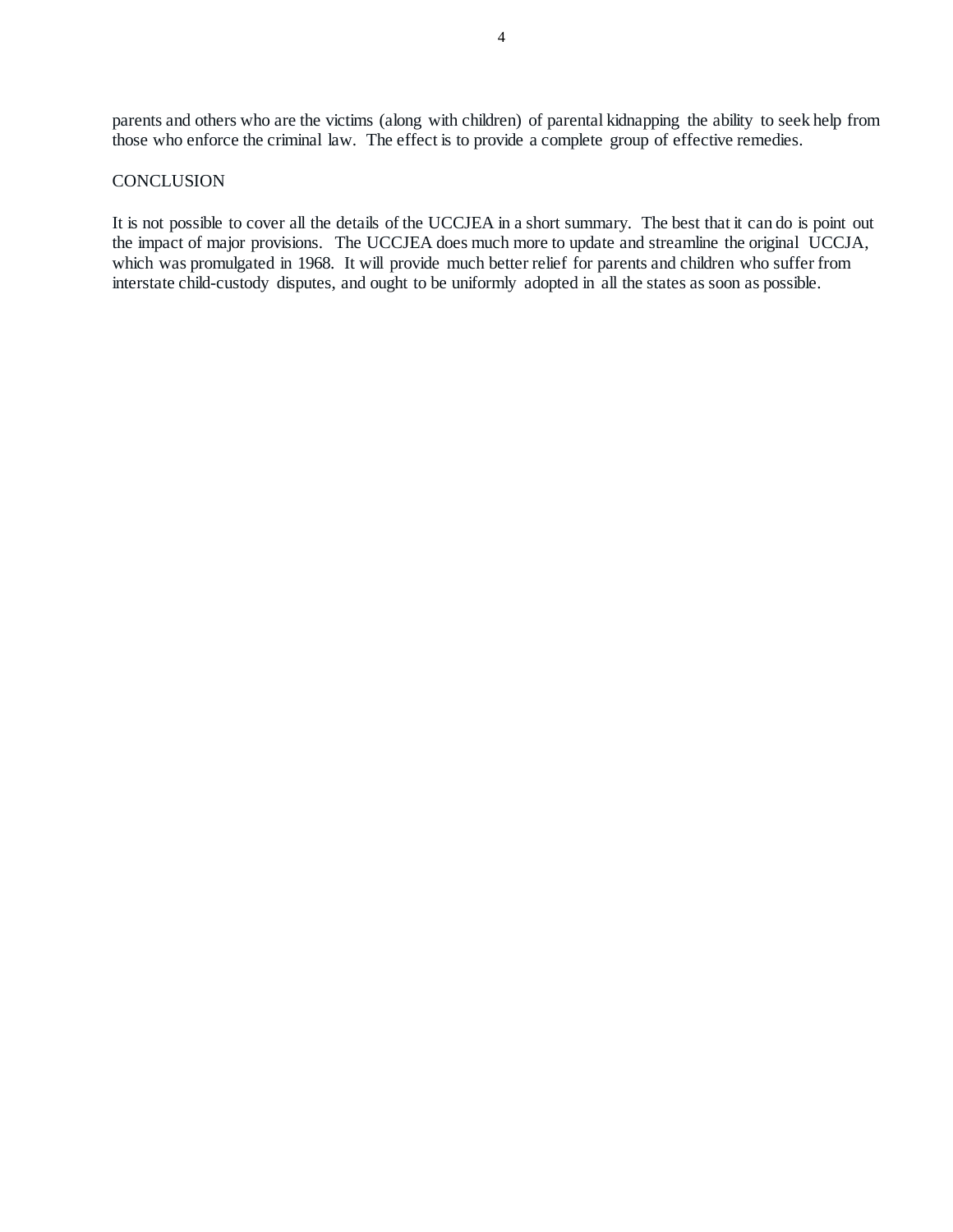parents and others who are the victims (along with children) of parental kidnapping the ability to seek help from those who enforce the criminal law. The effect is to provide a complete group of effective remedies.

## CONCLUSION

It is not possible to cover all the details of the UCCJEA in a short summary. The best that it can do is point out the impact of major provisions. The UCCJEA does much more to update and streamline the original UCCJA, which was promulgated in 1968. It will provide much better relief for parents and children who suffer from interstate child-custody disputes, and ought to be uniformly adopted in all the states as soon as possible.